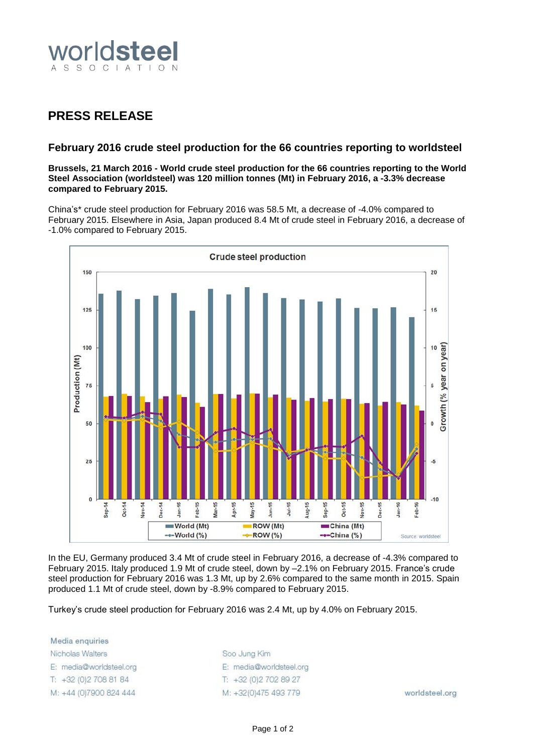worldsteel ASSOCIATION

# PRESS RELEASE

## February 2016 crude steel production for the 66 countries reporting to worldsteel

**Brussels, 21 March 2016 - World crude steel production for the 66 countries reporting to the World Steel Association (worldsteel) was 120 million tonnes (Mt) in February 2016, a -3.3% decrease compared to February 2015.**

China's* crude steel production for February 2016 was 58.5 Mt, a decrease of -4.0% compared to February 2015. Elsewhere in Asia, Japan produced 8.4 Mt of crude steel in February 2016, a decrease of -1.0% compared to February 2015.

In the EU, Germany produced 3.4 Mt of crude steel in February 2016, a decrease of -4.3% compared to February 2015. Italy produced 1.9 Mt of crude steel, down by –2.1% on February 2015. France's crude steel production for February 2016 was 1.3 Mt, up by 2.6% compared to the same month in 2015. Spain produced 1.1 Mt of crude steel, down by -8.9% compared to February 2015.

Turkey's crude steel production for February 2016 was 2.4 Mt, up by 4.0% on February 2015.

Media enquiries

Nicholas Walters
E: media@worldsteel.org
T: +32 (0)2 708 81 84
M: +44 (0)7900 824 444

Soo Jung Kim
E: media@worldsteel.org
T: +32 (0)2 702 89 27
M: +32(0)475 493 779

worldsteel.org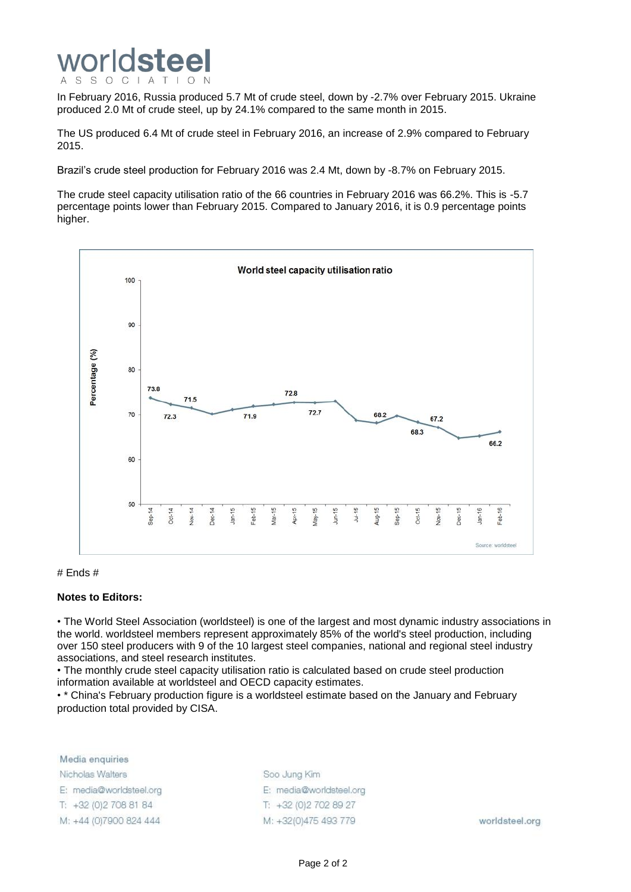# worldsteel
ASSOCIATION

In February 2016, Russia produced 5.7 Mt of crude steel, down by -2.7% over February 2015. Ukraine produced 2.0 Mt of crude steel, up by 24.1% compared to the same month in 2015.

The US produced 6.4 Mt of crude steel in February 2016, an increase of 2.9% compared to February 2015.

Brazil's crude steel production for February 2016 was 2.4 Mt, down by -8.7% on February 2015.

The crude steel capacity utilisation ratio of the 66 countries in February 2016 was 66.2%. This is -5.7 percentage points lower than February 2015. Compared to January 2016, it is 0.9 percentage points higher.

World steel capacity utilisation ratio

Percentage (%)

100
90
80
70
60
50

73.8
72.3
71.5
71.9
72.8
72.7
68.2
68.3
67.2
66.2

Sep-14
Oct-14
Nov-14
Dec-14
Jan-15
Feb-15
Mar-15
Apr-15
May-15
Jun-15
Jul-15
Aug-15
Sep-15
Oct-15
Nov-15
Dec-15
Jan-16
Feb-16

Source: worldsteel

# Ends #

**Notes to Editors:**

• The World Steel Association (worldsteel) is one of the largest and most dynamic industry associations in the world. worldsteel members represent approximately 85% of the world's steel production, including over 150 steel producers with 9 of the 10 largest steel companies, national and regional steel industry associations, and steel research institutes.

• The monthly crude steel capacity utilisation ratio is calculated based on crude steel production information available at worldsteel and OECD capacity estimates.

• * China's February production figure is a worldsteel estimate based on the January and February production total provided by CISA.

Media enquiries

Nicholas Walters
E: media@worldsteel.org
T: +32 (0)2 708 81 84
M: +44 (0)7900 824 444

Soo Jung Kim
E: media@worldsteel.org
T: +32 (0)2 702 89 27
M: +32(0)475 493 779

worldsteel.org